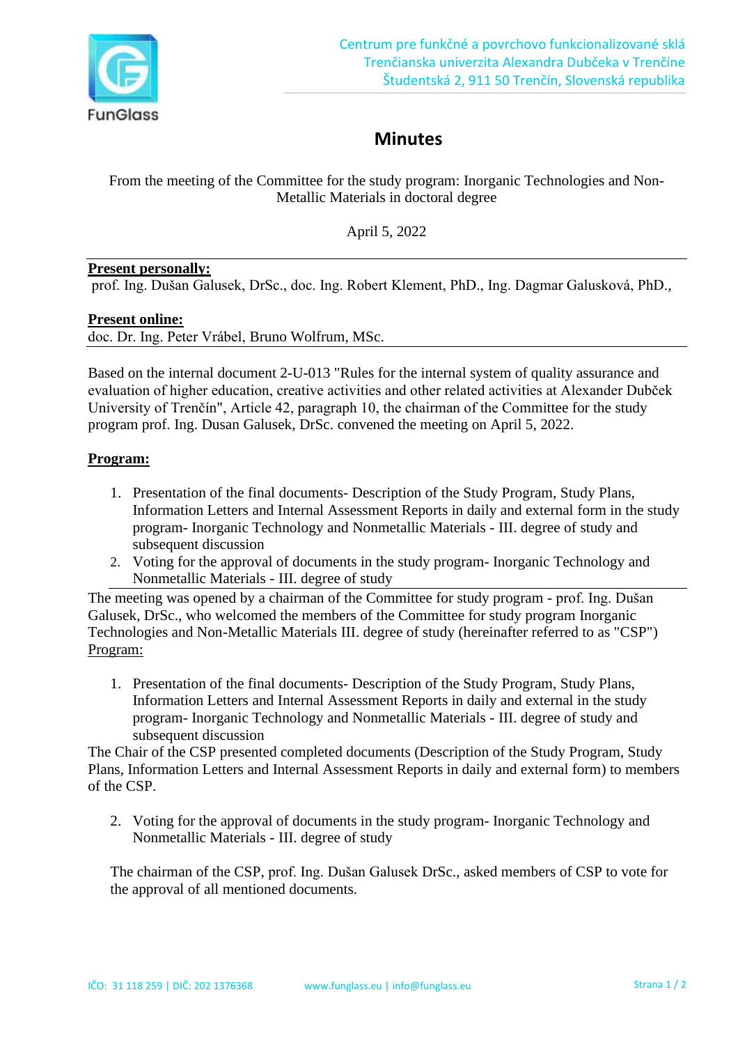Centrum pre funkčné a povrchovo funkcionalizované sklá
Trenčianska univerzita Alexandra Dubčeka v Trenčíne
Študentská 2, 911 50 Trenčín, Slovenská republika

# Minutes

From the meeting of the Committee for the study program: Inorganic Technologies and Non-Metallic Materials in doctoral degree

April 5, 2022

**Present personally:**
prof. Ing. Dušan Galusek, DrSc., doc. Ing. Robert Klement, PhD., Ing. Dagmar Galusková, PhD.,

**Present online:**
doc. Dr. Ing. Peter Vrábel, Bruno Wolfrum, MSc.

Based on the internal document 2-U-013 "Rules for the internal system of quality assurance and evaluation of higher education, creative activities and other related activities at Alexander Dubček University of Trenčín", Article 42, paragraph 10, the chairman of the Committee for the study program prof. Ing. Dusan Galusek, DrSc. convened the meeting on April 5, 2022.

**Program:**

1. Presentation of the final documents- Description of the Study Program, Study Plans, Information Letters and Internal Assessment Reports in daily and external form in the study program- Inorganic Technology and Nonmetallic Materials - III. degree of study and subsequent discussion
2. Voting for the approval of documents in the study program- Inorganic Technology and Nonmetallic Materials - III. degree of study

The meeting was opened by a chairman of the Committee for study program - prof. Ing. Dušan Galusek, DrSc., who welcomed the members of the Committee for study program Inorganic Technologies and Non-Metallic Materials III. degree of study (hereinafter referred to as "CSP")
Program:

1. Presentation of the final documents- Description of the Study Program, Study Plans, Information Letters and Internal Assessment Reports in daily and external in the study program- Inorganic Technology and Nonmetallic Materials - III. degree of study and subsequent discussion

The Chair of the CSP presented completed documents (Description of the Study Program, Study Plans, Information Letters and Internal Assessment Reports in daily and external form) to members of the CSP.

2. Voting for the approval of documents in the study program- Inorganic Technology and Nonmetallic Materials - III. degree of study

The chairman of the CSP, prof. Ing. Dušan Galusek DrSc., asked members of CSP to vote for the approval of all mentioned documents.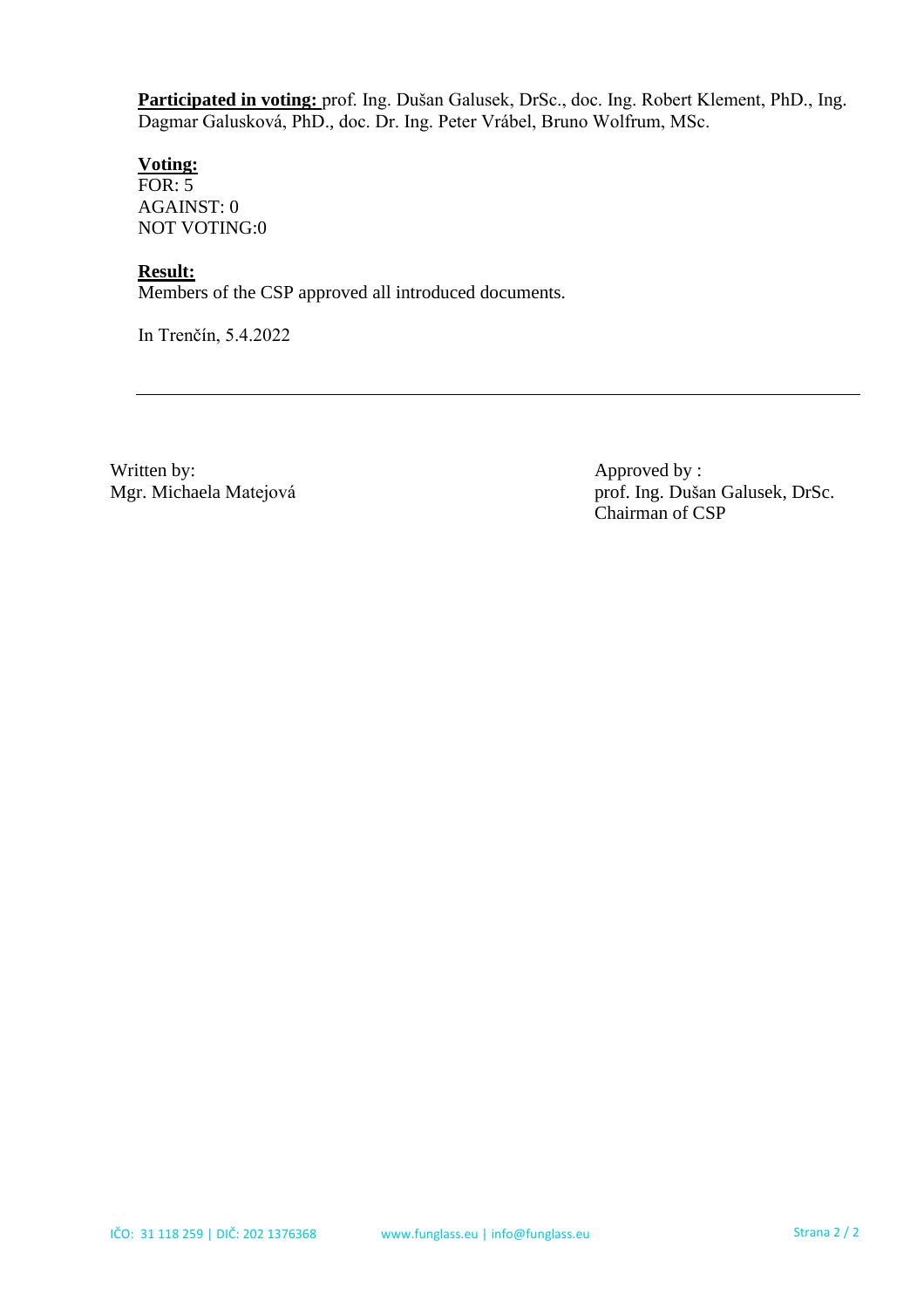**Participated in voting:** prof. Ing. Dušan Galusek, DrSc., doc. Ing. Robert Klement, PhD., Ing. Dagmar Galusková, PhD., doc. Dr. Ing. Peter Vrábel, Bruno Wolfrum, MSc.

**Voting:**
FOR: 5
AGAINST: 0
NOT VOTING:0

**Result:**
Members of the CSP approved all introduced documents.

In Trenčín, 5.4.2022

---

Written by:
Mgr. Michaela Matejová

Approved by :
prof. Ing. Dušan Galusek, DrSc.
Chairman of CSP

IČO: 31 118 259 | DIČ: 202 1376368 www.funglass.eu | info@funglass.eu